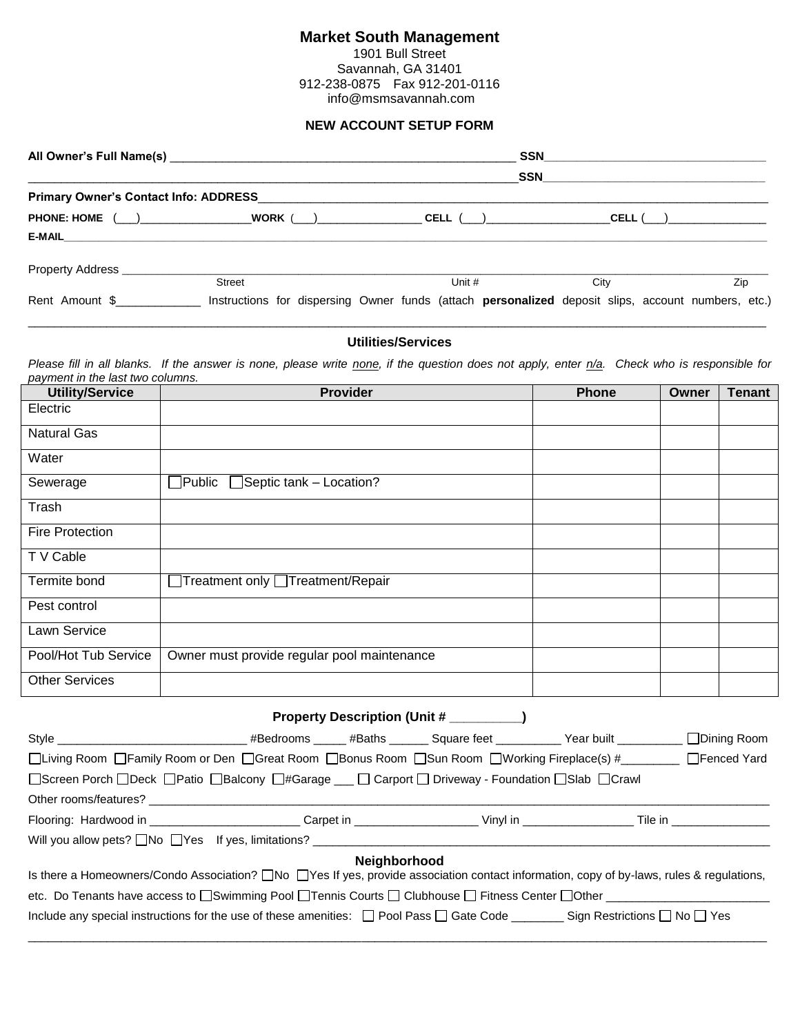# Market South Management

1901 Bull Street
Savannah, GA 31401
912-238-0875 Fax 912-201-0116
info@msmsavannah.com

## NEW ACCOUNT SETUP FORM

**All Owner's Full Name(s)** ____________________________________________________ **SSN**______________________________

__________________________________________________________________________ **SSN**______________________________

**Primary Owner's Contact Info: ADDRESS**_____________________________________________________________________________

**PHONE: HOME** (___)_________________**WORK** (___)________________ **CELL** (___)__________________**CELL** (___)________________

**E-MAIL**______________________________________________________________________________________________________

Property Address ______________________________________________________________________________________________
Street Unit # City Zip

Rent Amount $____________ Instructions for dispersing Owner funds (attach **personalized** deposit slips, account numbers, etc.)

________________________________________________________________________________________________________________

### Utilities/Services

*Please fill in all blanks. If the answer is none, please write none, if the question does not apply, enter n/a. Check who is responsible for payment in the last two columns.*

| Utility/Service | Provider | Phone | Owner | Tenant |
|---|---|---|---|---|
| Electric | | | | |
| Natural Gas | | | | |
| Water | | | | |
| Sewerage | ☐Public ☐Septic tank – Location? | | | |
| Trash | | | | |
| Fire Protection | | | | |
| T V Cable | | | | |
| Termite bond | ☐Treatment only ☐Treatment/Repair | | | |
| Pest control | | | | |
| Lawn Service | | | | |
| Pool/Hot Tub Service | Owner must provide regular pool maintenance | | | |
| Other Services | | | | |

### Property Description (Unit # __________)

Style ____________________________ #Bedrooms _____ #Baths ______ Square feet __________ Year built __________ ☐Dining Room

☐Living Room ☐Family Room or Den ☐Great Room ☐Bonus Room ☐Sun Room ☐Working Fireplace(s) #_________ ☐Fenced Yard

☐Screen Porch ☐Deck ☐Patio ☐Balcony ☐#Garage ___ ☐ Carport ☐ Driveway - Foundation ☐Slab ☐Crawl

Other rooms/features? __________________________________________________________________________________________

Flooring: Hardwood in _______________________ Carpet in ___________________ Vinyl in _________________ Tile in _______________

Will you allow pets? ☐No ☐Yes If yes, limitations? ______________________________________________________________________

### Neighborhood

Is there a Homeowners/Condo Association? ☐No ☐Yes If yes, provide association contact information, copy of by-laws, rules & regulations, etc. Do Tenants have access to ☐Swimming Pool ☐Tennis Courts ☐ Clubhouse ☐ Fitness Center ☐Other _________________________

Include any special instructions for the use of these amenities: ☐ Pool Pass ☐ Gate Code ________ Sign Restrictions ☐ No ☐ Yes

________________________________________________________________________________________________________________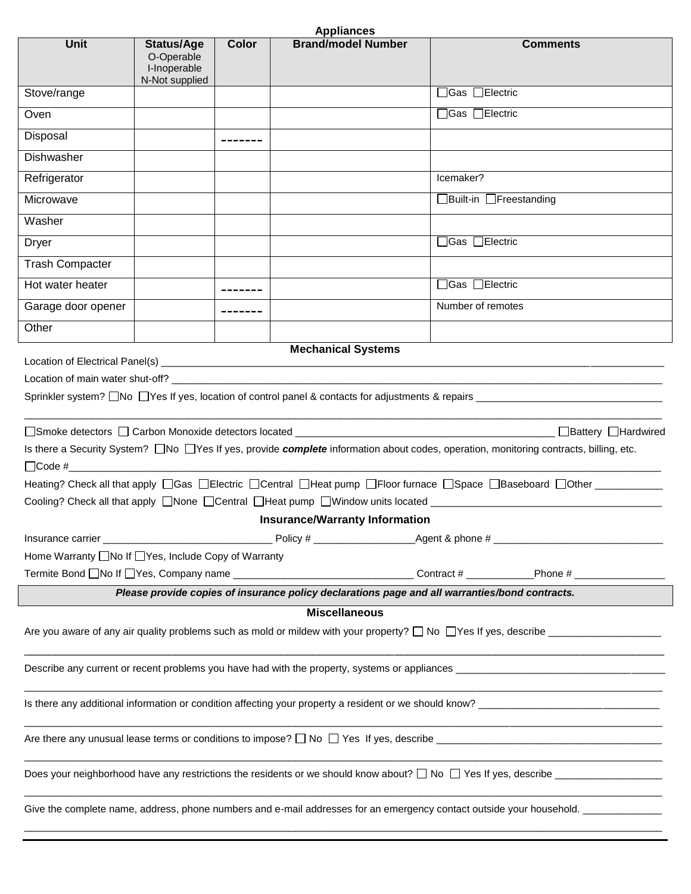## Appliances

| Unit | Status/Age<br>O-Operable<br>I-Inoperable<br>N-Not supplied | Color | Brand/model Number | Comments |
|---|---|---|---|---|
| Stove/range | | | | ☐Gas ☐Electric |
| Oven | | | | ☐Gas ☐Electric |
| Disposal | | ------- | | |
| Dishwasher | | | | |
| Refrigerator | | | | Icemaker? |
| Microwave | | | | ☐Built-in ☐Freestanding |
| Washer | | | | |
| Dryer | | | | ☐Gas ☐Electric |
| Trash Compacter | | | | |
| Hot water heater | | ------- | | ☐Gas ☐Electric |
| Garage door opener | | ------- | | Number of remotes |
| Other | | | | |

## Mechanical Systems

Location of Electrical Panel(s) ______________________________________________

Location of main water shut-off? ______________________________________________

Sprinkler system? ☐No ☐Yes If yes, location of control panel & contacts for adjustments & repairs ________________

______________________________________________

☐Smoke detectors ☐ Carbon Monoxide detectors located ______________________ ☐Battery ☐Hardwired

Is there a Security System? ☐No ☐Yes If yes, provide ***complete*** information about codes, operation, monitoring contracts, billing, etc.

☐Code #______________________________________________

Heating? Check all that apply ☐Gas ☐Electric ☐Central ☐Heat pump ☐Floor furnace ☐Space ☐Baseboard ☐Other ________

Cooling? Check all that apply ☐None ☐Central ☐Heat pump ☐Window units located ______________________

## Insurance/Warranty Information

Insurance carrier ______________ Policy # ____________Agent & phone # ______________

Home Warranty ☐No If ☐Yes, Include Copy of Warranty

Termite Bond ☐No If ☐Yes, Company name ______________ Contract # __________Phone # ____________

***Please provide copies of insurance policy declarations page and all warranties/bond contracts.***

## Miscellaneous

Are you aware of any air quality problems such as mold or mildew with your property? ☐ No ☐Yes If yes, describe ____________

______________________________________________

Describe any current or recent problems you have had with the property, systems or appliances ______________________

______________________________________________

Is there any additional information or condition affecting your property a resident or we should know? ________________

______________________________________________

Are there any unusual lease terms or conditions to impose? ☐ No ☐ Yes If yes, describe ______________________

______________________________________________

Does your neighborhood have any restrictions the residents or we should know about? ☐ No ☐ Yes If yes, describe __________

______________________________________________

Give the complete name, address, phone numbers and e-mail addresses for an emergency contact outside your household. ________

______________________________________________